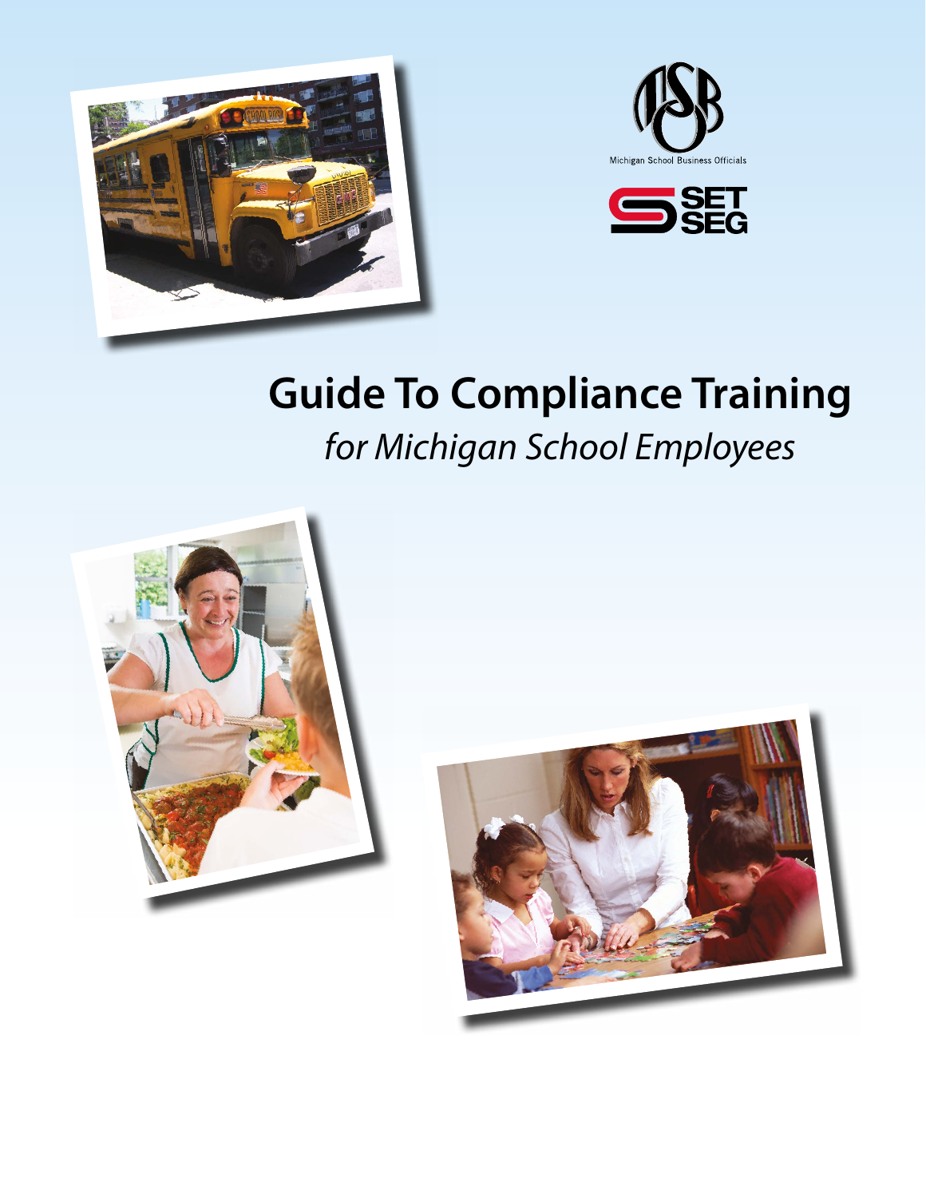Michigan School Business Officials

SET SEG

# Guide To Compliance Training

*for Michigan School Employees*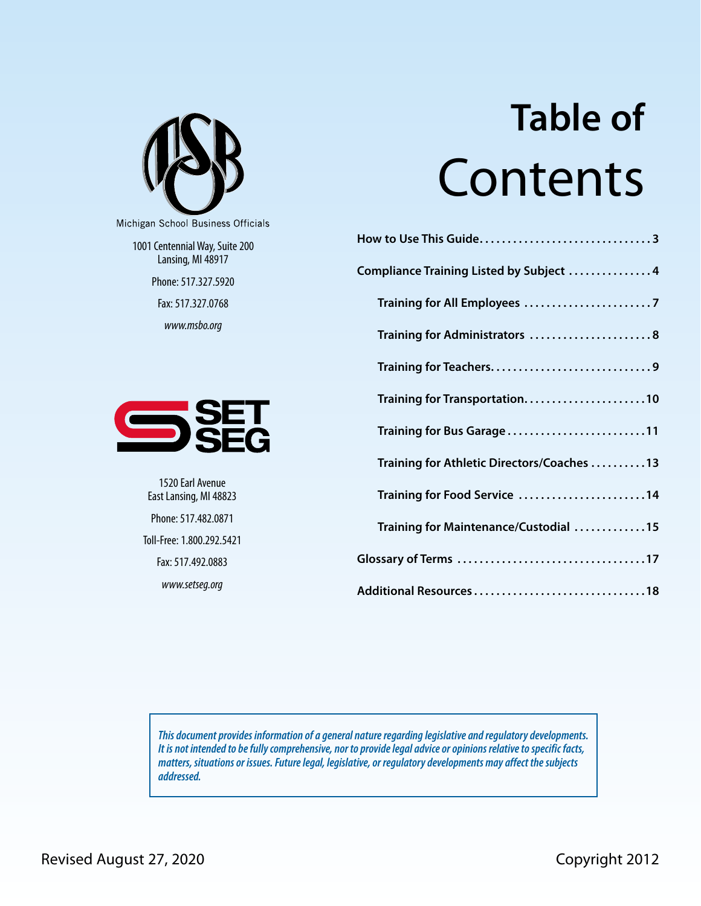# Table of Contents

Michigan School Business Officials

1001 Centennial Way, Suite 200
Lansing, MI 48917

Phone: 517.327.5920

Fax: 517.327.0768

*www.msbo.org*

SET SEG

1520 Earl Avenue
East Lansing, MI 48823

Phone: 517.482.0871

Toll-Free: 1.800.292.5421

Fax: 517.492.0883

*www.setseg.org*

**How to Use This Guide** . . . . . . . . . . . . 3

**Compliance Training Listed by Subject** . . . . . . . . . . . . 4

- **Training for All Employees** . . . . . . . . . . . . 7
- **Training for Administrators** . . . . . . . . . . . . 8
- **Training for Teachers** . . . . . . . . . . . . 9
- **Training for Transportation** . . . . . . . . . . . . 10
- **Training for Bus Garage** . . . . . . . . . . . . 11
- **Training for Athletic Directors/Coaches** . . . . . . . . . . . . 13
- **Training for Food Service** . . . . . . . . . . . . 14
- **Training for Maintenance/Custodial** . . . . . . . . . . . . 15

**Glossary of Terms** . . . . . . . . . . . . 17

**Additional Resources** . . . . . . . . . . . . 18

*This document provides information of a general nature regarding legislative and regulatory developments. It is not intended to be fully comprehensive, nor to provide legal advice or opinions relative to specific facts, matters, situations or issues. Future legal, legislative, or regulatory developments may affect the subjects addressed.*

Revised August 27, 2020

Copyright 2012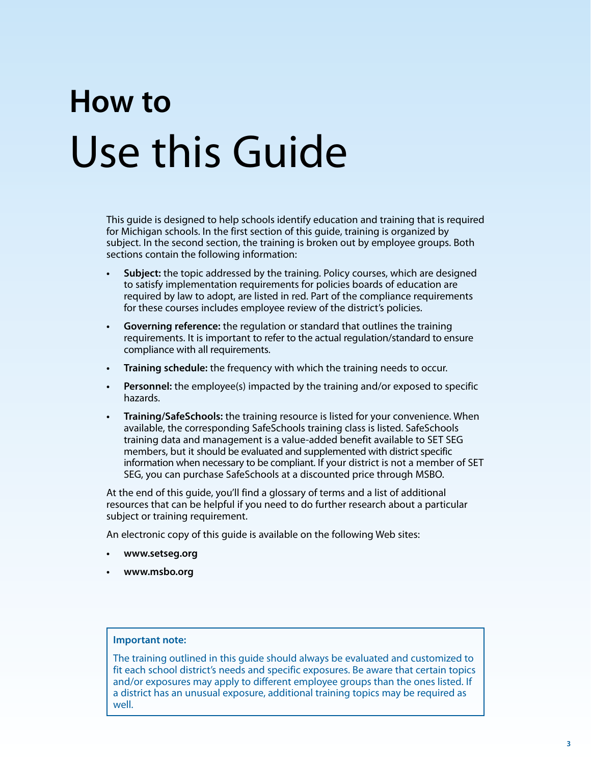# How to Use this Guide

This guide is designed to help schools identify education and training that is required for Michigan schools. In the first section of this guide, training is organized by subject. In the second section, the training is broken out by employee groups. Both sections contain the following information:

- **Subject:** the topic addressed by the training. Policy courses, which are designed to satisfy implementation requirements for policies boards of education are required by law to adopt, are listed in red. Part of the compliance requirements for these courses includes employee review of the district's policies.
- **Governing reference:** the regulation or standard that outlines the training requirements. It is important to refer to the actual regulation/standard to ensure compliance with all requirements.
- **Training schedule:** the frequency with which the training needs to occur.
- **Personnel:** the employee(s) impacted by the training and/or exposed to specific hazards.
- **Training/SafeSchools:** the training resource is listed for your convenience. When available, the corresponding SafeSchools training class is listed. SafeSchools training data and management is a value-added benefit available to SET SEG members, but it should be evaluated and supplemented with district specific information when necessary to be compliant. If your district is not a member of SET SEG, you can purchase SafeSchools at a discounted price through MSBO.

At the end of this guide, you'll find a glossary of terms and a list of additional resources that can be helpful if you need to do further research about a particular subject or training requirement.

An electronic copy of this guide is available on the following Web sites:

- **www.setseg.org**
- **www.msbo.org**

**Important note:**

The training outlined in this guide should always be evaluated and customized to fit each school district's needs and specific exposures. Be aware that certain topics and/or exposures may apply to different employee groups than the ones listed. If a district has an unusual exposure, additional training topics may be required as well.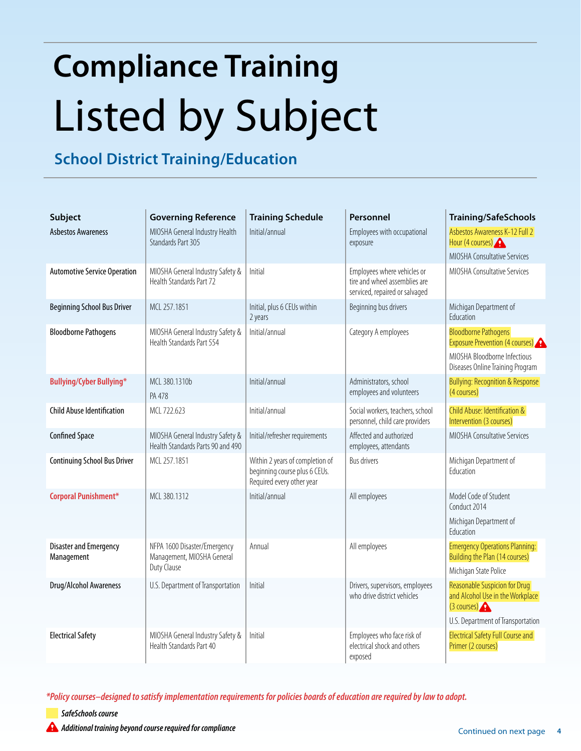# Compliance Training

# Listed by Subject

## School District Training/Education

| Subject | Governing Reference | Training Schedule | Personnel | Training/SafeSchools |
|---|---|---|---|---|
| Asbestos Awareness | MIOSHA General Industry Health Standards Part 305 | Initial/annual | Employees with occupational exposure | Asbestos Awareness K-12 Full 2 Hour (4 courses) ⚠ MIOSHA Consultative Services |
| Automotive Service Operation | MIOSHA General Industry Safety & Health Standards Part 72 | Initial | Employees where vehicles or tire and wheel assemblies are serviced, repaired or salvaged | MIOSHA Consultative Services |
| Beginning School Bus Driver | MCL 257.1851 | Initial, plus 6 CEUs within 2 years | Beginning bus drivers | Michigan Department of Education |
| Bloodborne Pathogens | MIOSHA General Industry Safety & Health Standards Part 554 | Initial/annual | Category A employees | Bloodborne Pathogens Exposure Prevention (4 courses) ⚠ MIOSHA Bloodborne Infectious Diseases Online Training Program |
| Bullying/Cyber Bullying* | MCL 380.1310b PA 478 | Initial/annual | Administrators, school employees and volunteers | Bullying: Recognition & Response (4 courses) |
| Child Abuse Identification | MCL 722.623 | Initial/annual | Social workers, teachers, school personnel, child care providers | Child Abuse: Identification & Intervention (3 courses) |
| Confined Space | MIOSHA General Industry Safety & Health Standards Parts 90 and 490 | Initial/refresher requirements | Affected and authorized employees, attendants | MIOSHA Consultative Services |
| Continuing School Bus Driver | MCL 257.1851 | Within 2 years of completion of beginning course plus 6 CEUs. Required every other year | Bus drivers | Michigan Department of Education |
| Corporal Punishment* | MCL 380.1312 | Initial/annual | All employees | Model Code of Student Conduct 2014 Michigan Department of Education |
| Disaster and Emergency Management | NFPA 1600 Disaster/Emergency Management, MIOSHA General Duty Clause | Annual | All employees | Emergency Operations Planning: Building the Plan (14 courses) Michigan State Police |
| Drug/Alcohol Awareness | U.S. Department of Transportation | Initial | Drivers, supervisors, employees who drive district vehicles | Reasonable Suspicion for Drug and Alcohol Use in the Workplace (3 courses) ⚠ U.S. Department of Transportation |
| Electrical Safety | MIOSHA General Industry Safety & Health Standards Part 40 | Initial | Employees who face risk of electrical shock and others exposed | Electrical Safety Full Course and Primer (2 courses) |

*\*Policy courses–designed to satisfy implementation requirements for policies boards of education are required by law to adopt.*

*SafeSchools course* (highlighted)

⚠ *Additional training beyond course required for compliance*

Continued on next page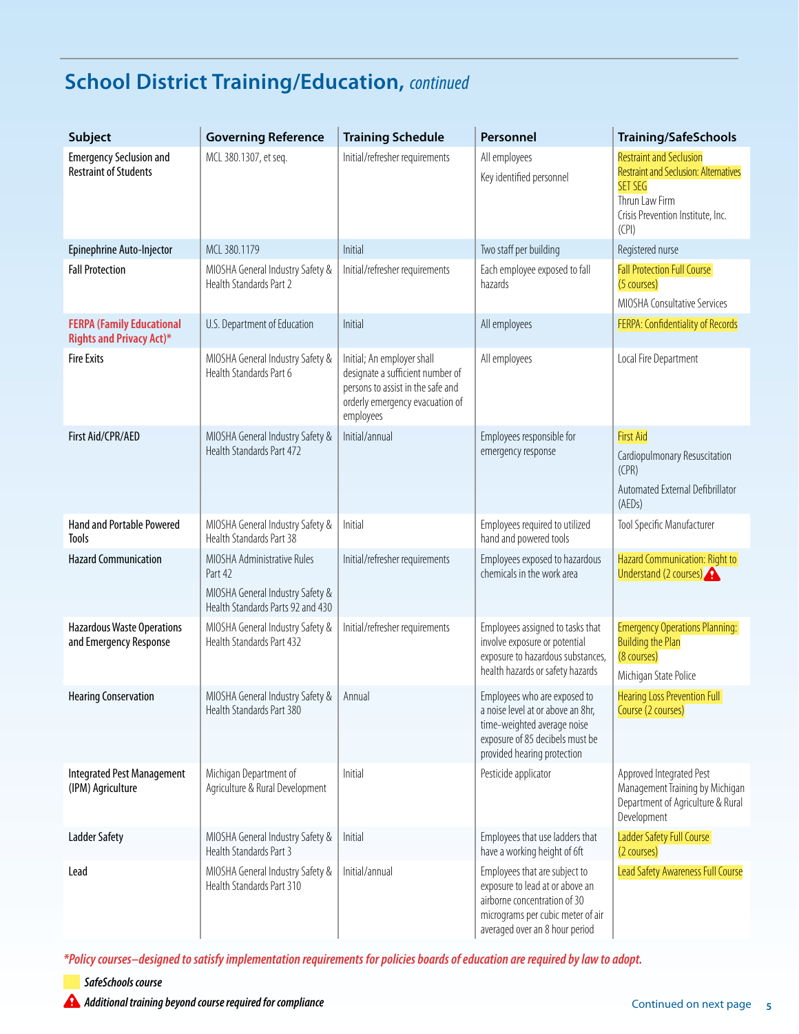## School District Training/Education, *continued*

| Subject | Governing Reference | Training Schedule | Personnel | Training/SafeSchools |
|---|---|---|---|---|
| Emergency Seclusion and Restraint of Students | MCL 380.1307, et seq. | Initial/refresher requirements | All employees<br>Key identified personnel | Restraint and Seclusion<br>Restraint and Seclusion: Alternatives<br>SET SEG<br>Thrun Law Firm<br>Crisis Prevention Institute, Inc. (CPI) |
| Epinephrine Auto-Injector | MCL 380.1179 | Initial | Two staff per building | Registered nurse |
| Fall Protection | MIOSHA General Industry Safety & Health Standards Part 2 | Initial/refresher requirements | Each employee exposed to fall hazards | Fall Protection Full Course (5 courses)<br>MIOSHA Consultative Services |
| FERPA (Family Educational Rights and Privacy Act)* | U.S. Department of Education | Initial | All employees | FERPA: Confidentiality of Records |
| Fire Exits | MIOSHA General Industry Safety & Health Standards Part 6 | Initial; An employer shall designate a sufficient number of persons to assist in the safe and orderly emergency evacuation of employees | All employees | Local Fire Department |
| First Aid/CPR/AED | MIOSHA General Industry Safety & Health Standards Part 472 | Initial/annual | Employees responsible for emergency response | First Aid<br>Cardiopulmonary Resuscitation (CPR)<br>Automated External Defibrillator (AEDs) |
| Hand and Portable Powered Tools | MIOSHA General Industry Safety & Health Standards Part 38 | Initial | Employees required to utilized hand and powered tools | Tool Specific Manufacturer |
| Hazard Communication | MIOSHA Administrative Rules Part 42<br>MIOSHA General Industry Safety & Health Standards Parts 92 and 430 | Initial/refresher requirements | Employees exposed to hazardous chemicals in the work area | Hazard Communication: Right to Understand (2 courses) ⚠ |
| Hazardous Waste Operations and Emergency Response | MIOSHA General Industry Safety & Health Standards Part 432 | Initial/refresher requirements | Employees assigned to tasks that involve exposure or potential exposure to hazardous substances, health hazards or safety hazards | Emergency Operations Planning: Building the Plan (8 courses)<br>Michigan State Police |
| Hearing Conservation | MIOSHA General Industry Safety & Health Standards Part 380 | Annual | Employees who are exposed to a noise level at or above an 8hr, time-weighted average noise exposure of 85 decibels must be provided hearing protection | Hearing Loss Prevention Full Course (2 courses) |
| Integrated Pest Management (IPM) Agriculture | Michigan Department of Agriculture & Rural Development | Initial | Pesticide applicator | Approved Integrated Pest Management Training by Michigan Department of Agriculture & Rural Development |
| Ladder Safety | MIOSHA General Industry Safety & Health Standards Part 3 | Initial | Employees that use ladders that have a working height of 6ft | Ladder Safety Full Course (2 courses) |
| Lead | MIOSHA General Industry Safety & Health Standards Part 310 | Initial/annual | Employees that are subject to exposure to lead at or above an airborne concentration of 30 micrograms per cubic meter of air averaged over an 8 hour period | Lead Safety Awareness Full Course |

*\*Policy courses–designed to satisfy implementation requirements for policies boards of education are required by law to adopt.*

*SafeSchools course* (highlighted)

⚠ *Additional training beyond course required for compliance*

Continued on next page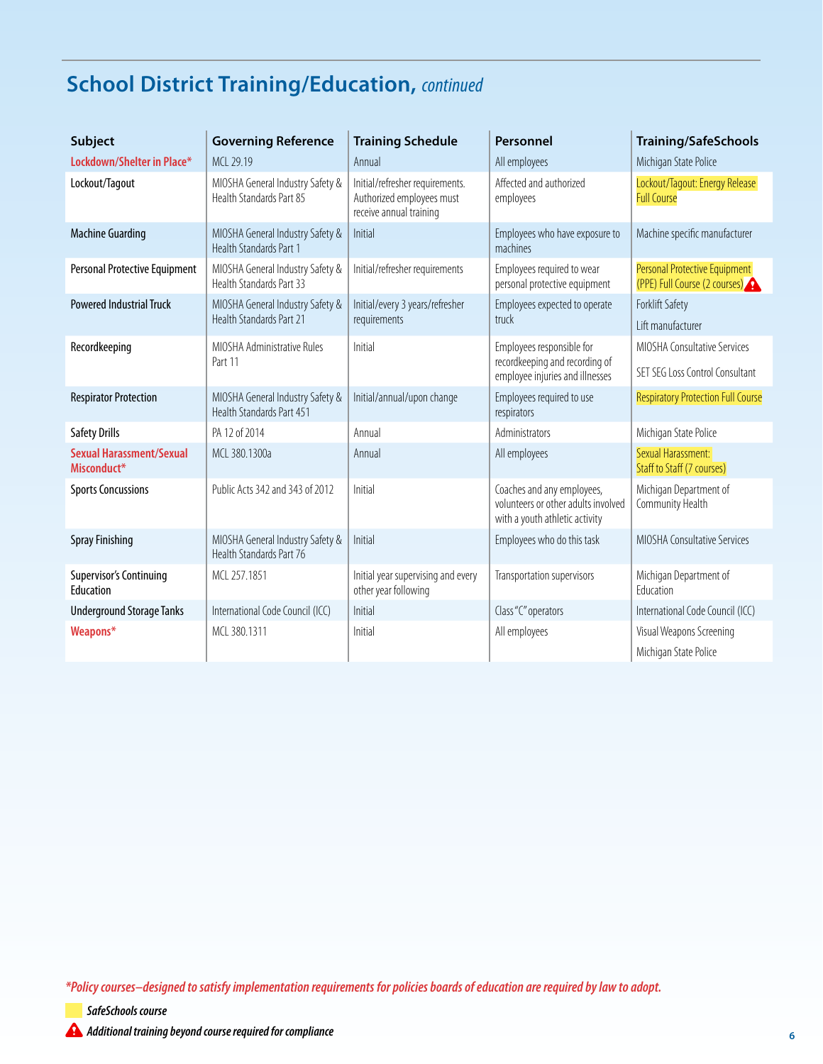## School District Training/Education, *continued*

| Subject | Governing Reference | Training Schedule | Personnel | Training/SafeSchools |
|---|---|---|---|---|
| Lockdown/Shelter in Place* | MCL 29.19 | Annual | All employees | Michigan State Police |
| Lockout/Tagout | MIOSHA General Industry Safety & Health Standards Part 85 | Initial/refresher requirements. Authorized employees must receive annual training | Affected and authorized employees | Lockout/Tagout: Energy Release Full Course |
| Machine Guarding | MIOSHA General Industry Safety & Health Standards Part 1 | Initial | Employees who have exposure to machines | Machine specific manufacturer |
| Personal Protective Equipment | MIOSHA General Industry Safety & Health Standards Part 33 | Initial/refresher requirements | Employees required to wear personal protective equipment | Personal Protective Equipment (PPE) Full Course (2 courses) ⚠ |
| Powered Industrial Truck | MIOSHA General Industry Safety & Health Standards Part 21 | Initial/every 3 years/refresher requirements | Employees expected to operate truck | Forklift Safety<br>Lift manufacturer |
| Recordkeeping | MIOSHA Administrative Rules Part 11 | Initial | Employees responsible for recordkeeping and recording of employee injuries and illnesses | MIOSHA Consultative Services<br>SET SEG Loss Control Consultant |
| Respirator Protection | MIOSHA General Industry Safety & Health Standards Part 451 | Initial/annual/upon change | Employees required to use respirators | Respiratory Protection Full Course |
| Safety Drills | PA 12 of 2014 | Annual | Administrators | Michigan State Police |
| Sexual Harassment/Sexual Misconduct* | MCL 380.1300a | Annual | All employees | Sexual Harassment: Staff to Staff (7 courses) |
| Sports Concussions | Public Acts 342 and 343 of 2012 | Initial | Coaches and any employees, volunteers or other adults involved with a youth athletic activity | Michigan Department of Community Health |
| Spray Finishing | MIOSHA General Industry Safety & Health Standards Part 76 | Initial | Employees who do this task | MIOSHA Consultative Services |
| Supervisor's Continuing Education | MCL 257.1851 | Initial year supervising and every other year following | Transportation supervisors | Michigan Department of Education |
| Underground Storage Tanks | International Code Council (ICC) | Initial | Class "C" operators | International Code Council (ICC) |
| Weapons* | MCL 380.1311 | Initial | All employees | Visual Weapons Screening<br>Michigan State Police |

***Policy courses–designed to satisfy implementation requirements for policies boards of education are required by law to adopt.***

*SafeSchools course* (highlighted)

⚠ *Additional training beyond course required for compliance*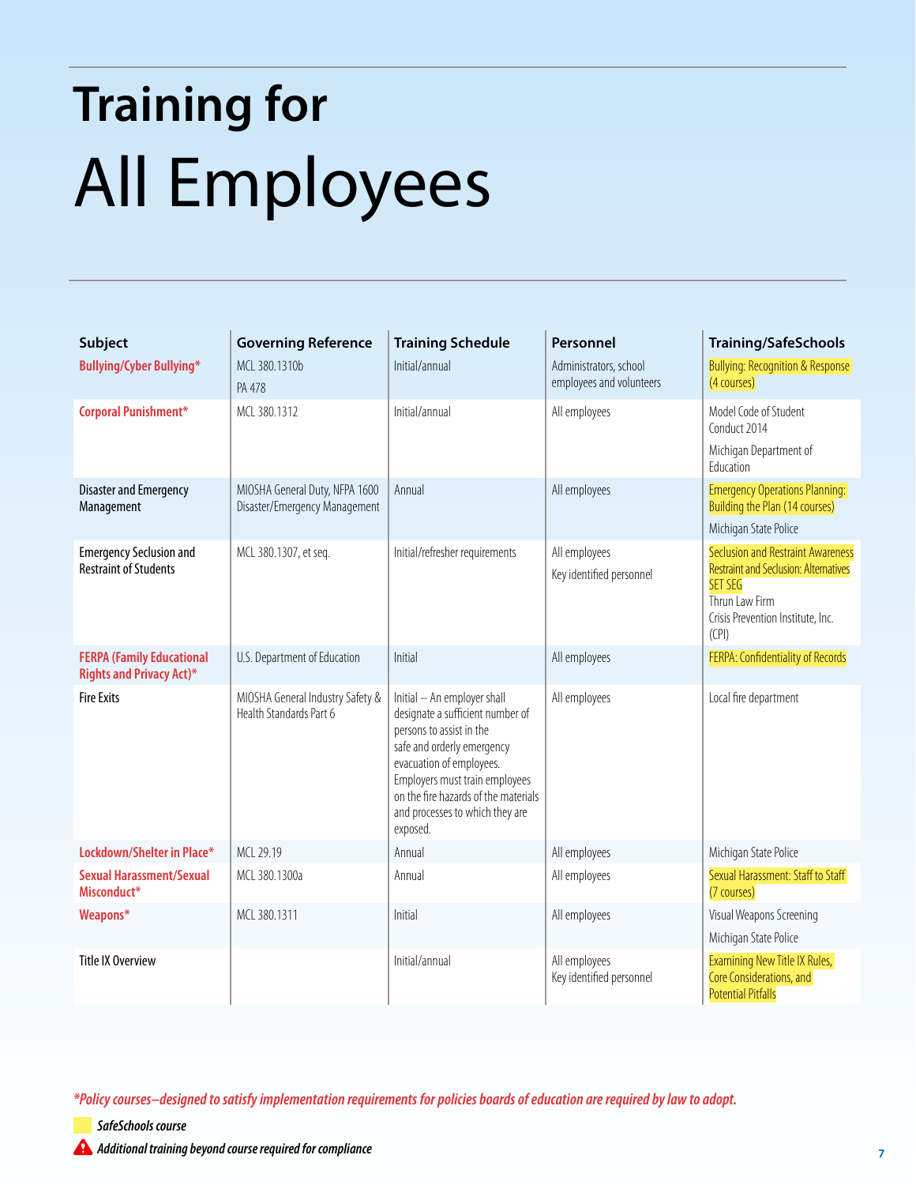# Training for All Employees

| Subject | Governing Reference | Training Schedule | Personnel | Training/SafeSchools |
|---|---|---|---|---|
| **Bullying/Cyber Bullying*** | MCL 380.1310b<br>PA 478 | Initial/annual | Administrators, school employees and volunteers | Bullying: Recognition & Response (4 courses) |
| **Corporal Punishment*** | MCL 380.1312 | Initial/annual | All employees | Model Code of Student Conduct 2014<br>Michigan Department of Education |
| Disaster and Emergency Management | MIOSHA General Duty, NFPA 1600 Disaster/Emergency Management | Annual | All employees | Emergency Operations Planning: Building the Plan (14 courses)<br>Michigan State Police |
| Emergency Seclusion and Restraint of Students | MCL 380.1307, et seq. | Initial/refresher requirements | All employees<br>Key identified personnel | Seclusion and Restraint Awareness<br>Restraint and Seclusion: Alternatives<br>SET SEG<br>Thrun Law Firm<br>Crisis Prevention Institute, Inc. (CPI) |
| **FERPA (Family Educational Rights and Privacy Act)*** | U.S. Department of Education | Initial | All employees | FERPA: Confidentiality of Records |
| Fire Exits | MIOSHA General Industry Safety & Health Standards Part 6 | Initial – An employer shall designate a sufficient number of persons to assist in the safe and orderly emergency evacuation of employees. Employers must train employees on the fire hazards of the materials and processes to which they are exposed. | All employees | Local fire department |
| **Lockdown/Shelter in Place*** | MCL 29.19 | Annual | All employees | Michigan State Police |
| **Sexual Harassment/Sexual Misconduct*** | MCL 380.1300a | Annual | All employees | Sexual Harassment: Staff to Staff (7 courses) |
| **Weapons*** | MCL 380.1311 | Initial | All employees | Visual Weapons Screening<br>Michigan State Police |
| Title IX Overview | | Initial/annual | All employees<br>Key identified personnel | Examining New Title IX Rules, Core Considerations, and Potential Pitfalls |

***Policy courses–designed to satisfy implementation requirements for policies boards of education are required by law to adopt.***

*SafeSchools course* (highlighted)

*Additional training beyond course required for compliance*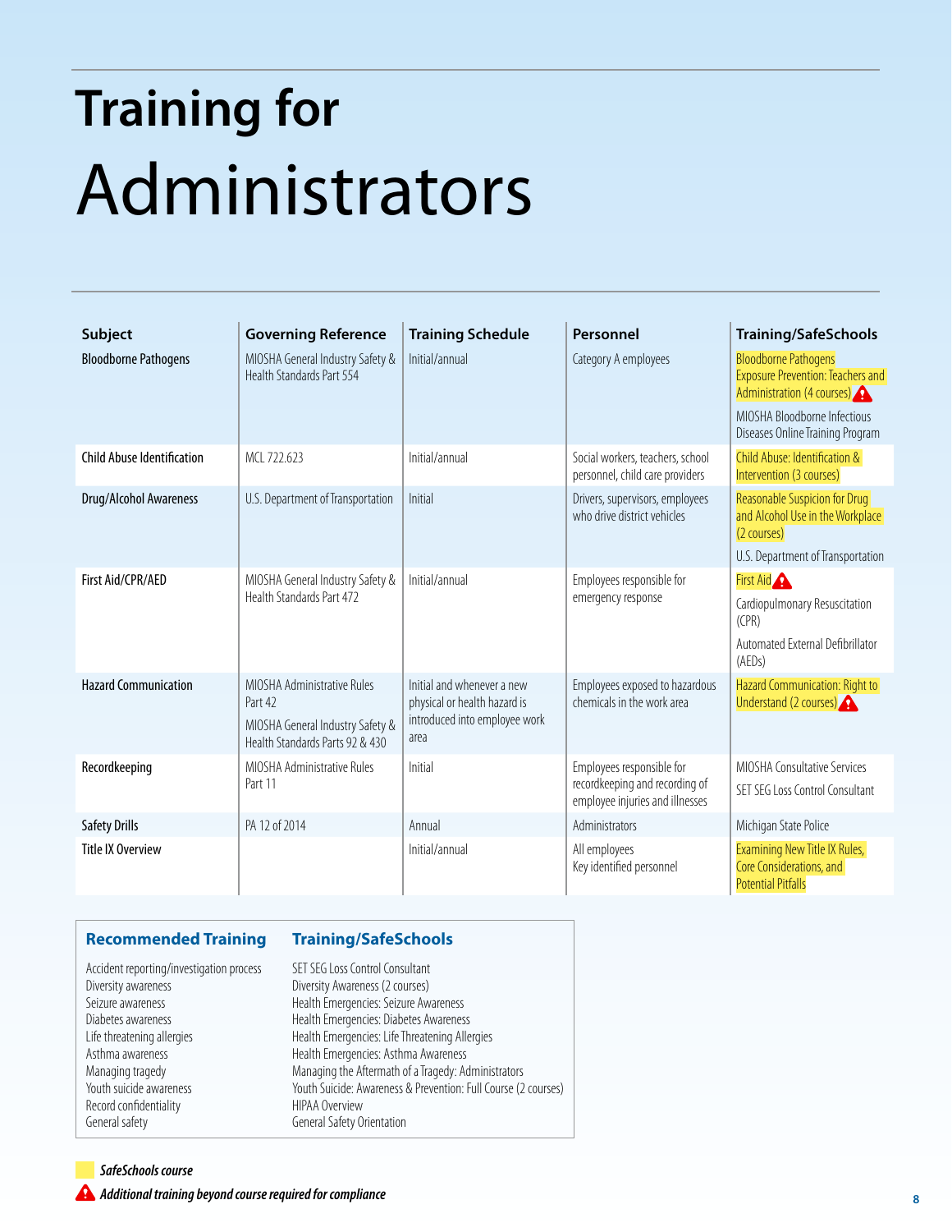# Training for Administrators

| Subject | Governing Reference | Training Schedule | Personnel | Training/SafeSchools |
|---|---|---|---|---|
| Bloodborne Pathogens | MIOSHA General Industry Safety & Health Standards Part 554 | Initial/annual | Category A employees | Bloodborne Pathogens Exposure Prevention: Teachers and Administration (4 courses) ⚠<br>MIOSHA Bloodborne Infectious Diseases Online Training Program |
| Child Abuse Identification | MCL 722.623 | Initial/annual | Social workers, teachers, school personnel, child care providers | Child Abuse: Identification & Intervention (3 courses) |
| Drug/Alcohol Awareness | U.S. Department of Transportation | Initial | Drivers, supervisors, employees who drive district vehicles | Reasonable Suspicion for Drug and Alcohol Use in the Workplace (2 courses)<br>U.S. Department of Transportation |
| First Aid/CPR/AED | MIOSHA General Industry Safety & Health Standards Part 472 | Initial/annual | Employees responsible for emergency response | First Aid ⚠<br>Cardiopulmonary Resuscitation (CPR)<br>Automated External Defibrillator (AEDs) |
| Hazard Communication | MIOSHA Administrative Rules Part 42<br>MIOSHA General Industry Safety & Health Standards Parts 92 & 430 | Initial and whenever a new physical or health hazard is introduced into employee work area | Employees exposed to hazardous chemicals in the work area | Hazard Communication: Right to Understand (2 courses) ⚠ |
| Recordkeeping | MIOSHA Administrative Rules Part 11 | Initial | Employees responsible for recordkeeping and recording of employee injuries and illnesses | MIOSHA Consultative Services<br>SET SEG Loss Control Consultant |
| Safety Drills | PA 12 of 2014 | Annual | Administrators | Michigan State Police |
| Title IX Overview | | Initial/annual | All employees<br>Key identified personnel | Examining New Title IX Rules, Core Considerations, and Potential Pitfalls |

| Recommended Training | Training/SafeSchools |
|---|---|
| Accident reporting/investigation process | SET SEG Loss Control Consultant |
| Diversity awareness | Diversity Awareness (2 courses) |
| Seizure awareness | Health Emergencies: Seizure Awareness |
| Diabetes awareness | Health Emergencies: Diabetes Awareness |
| Life threatening allergies | Health Emergencies: Life Threatening Allergies |
| Asthma awareness | Health Emergencies: Asthma Awareness |
| Managing tragedy | Managing the Aftermath of a Tragedy: Administrators |
| Youth suicide awareness | Youth Suicide: Awareness & Prevention: Full Course (2 courses) |
| Record confidentiality | HIPAA Overview |
| General safety | General Safety Orientation |

*SafeSchools course* (highlighted)

⚠ *Additional training beyond course required for compliance*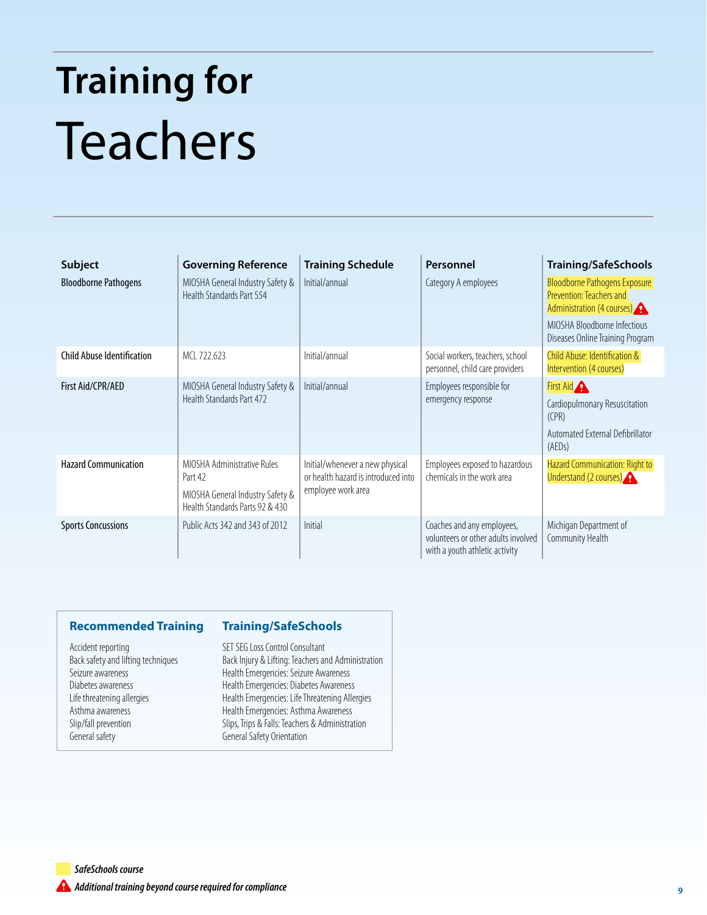# Training for Teachers

| Subject | Governing Reference | Training Schedule | Personnel | Training/SafeSchools |
|---|---|---|---|---|
| Bloodborne Pathogens | MIOSHA General Industry Safety & Health Standards Part 554 | Initial/annual | Category A employees | Bloodborne Pathogens Exposure Prevention: Teachers and Administration (4 courses) ⚠<br>MIOSHA Bloodborne Infectious Diseases Online Training Program |
| Child Abuse Identification | MCL 722.623 | Initial/annual | Social workers, teachers, school personnel, child care providers | Child Abuse: Identification & Intervention (4 courses) |
| First Aid/CPR/AED | MIOSHA General Industry Safety & Health Standards Part 472 | Initial/annual | Employees responsible for emergency response | First Aid ⚠<br>Cardiopulmonary Resuscitation (CPR)<br>Automated External Defibrillator (AEDs) |
| Hazard Communication | MIOSHA Administrative Rules Part 42<br>MIOSHA General Industry Safety & Health Standards Parts 92 & 430 | Initial/whenever a new physical or health hazard is introduced into employee work area | Employees exposed to hazardous chemicals in the work area | Hazard Communication: Right to Understand (2 courses) ⚠ |
| Sports Concussions | Public Acts 342 and 343 of 2012 | Initial | Coaches and any employees, volunteers or other adults involved with a youth athletic activity | Michigan Department of Community Health |

| Recommended Training | Training/SafeSchools |
|---|---|
| Accident reporting | SET SEG Loss Control Consultant |
| Back safety and lifting techniques | Back Injury & Lifting: Teachers and Administration |
| Seizure awareness | Health Emergencies: Seizure Awareness |
| Diabetes awareness | Health Emergencies: Diabetes Awareness |
| Life threatening allergies | Health Emergencies: Life Threatening Allergies |
| Asthma awareness | Health Emergencies: Asthma Awareness |
| Slip/fall prevention | Slips, Trips & Falls: Teachers & Administration |
| General safety | General Safety Orientation |

*SafeSchools course*

⚠ *Additional training beyond course required for compliance*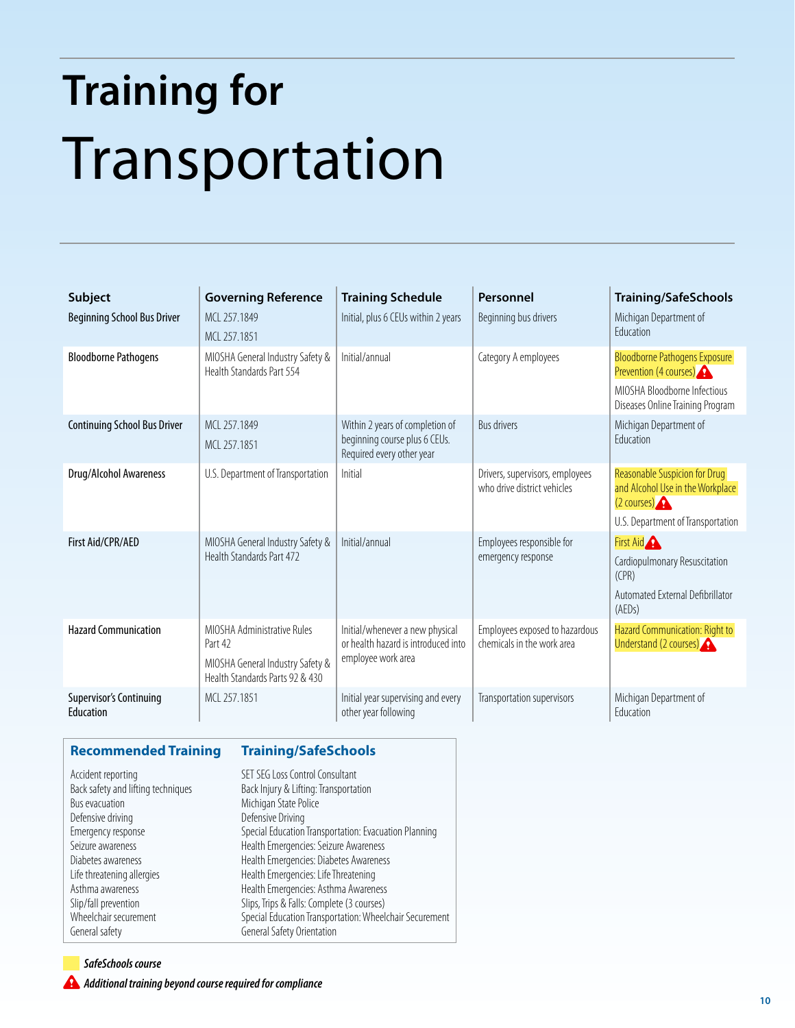# Training for Transportation

| Subject | Governing Reference | Training Schedule | Personnel | Training/SafeSchools |
|---|---|---|---|---|
| Beginning School Bus Driver | MCL 257.1849<br>MCL 257.1851 | Initial, plus 6 CEUs within 2 years | Beginning bus drivers | Michigan Department of Education |
| Bloodborne Pathogens | MIOSHA General Industry Safety & Health Standards Part 554 | Initial/annual | Category A employees | Bloodborne Pathogens Exposure Prevention (4 courses) ⚠<br>MIOSHA Bloodborne Infectious Diseases Online Training Program |
| Continuing School Bus Driver | MCL 257.1849<br>MCL 257.1851 | Within 2 years of completion of beginning course plus 6 CEUs. Required every other year | Bus drivers | Michigan Department of Education |
| Drug/Alcohol Awareness | U.S. Department of Transportation | Initial | Drivers, supervisors, employees who drive district vehicles | Reasonable Suspicion for Drug and Alcohol Use in the Workplace (2 courses) ⚠<br>U.S. Department of Transportation |
| First Aid/CPR/AED | MIOSHA General Industry Safety & Health Standards Part 472 | Initial/annual | Employees responsible for emergency response | First Aid ⚠<br>Cardiopulmonary Resuscitation (CPR)<br>Automated External Defibrillator (AEDs) |
| Hazard Communication | MIOSHA Administrative Rules Part 42<br>MIOSHA General Industry Safety & Health Standards Parts 92 & 430 | Initial/whenever a new physical or health hazard is introduced into employee work area | Employees exposed to hazardous chemicals in the work area | Hazard Communication: Right to Understand (2 courses) ⚠ |
| Supervisor's Continuing Education | MCL 257.1851 | Initial year supervising and every other year following | Transportation supervisors | Michigan Department of Education |

| Recommended Training | Training/SafeSchools |
|---|---|
| Accident reporting | SET SEG Loss Control Consultant |
| Back safety and lifting techniques | Back Injury & Lifting: Transportation |
| Bus evacuation | Michigan State Police |
| Defensive driving | Defensive Driving |
| Emergency response | Special Education Transportation: Evacuation Planning |
| Seizure awareness | Health Emergencies: Seizure Awareness |
| Diabetes awareness | Health Emergencies: Diabetes Awareness |
| Life threatening allergies | Health Emergencies: Life Threatening |
| Asthma awareness | Health Emergencies: Asthma Awareness |
| Slip/fall prevention | Slips, Trips & Falls: Complete (3 courses) |
| Wheelchair securement | Special Education Transportation: Wheelchair Securement |
| General safety | General Safety Orientation |

*SafeSchools course* (highlighted)

⚠ *Additional training beyond course required for compliance*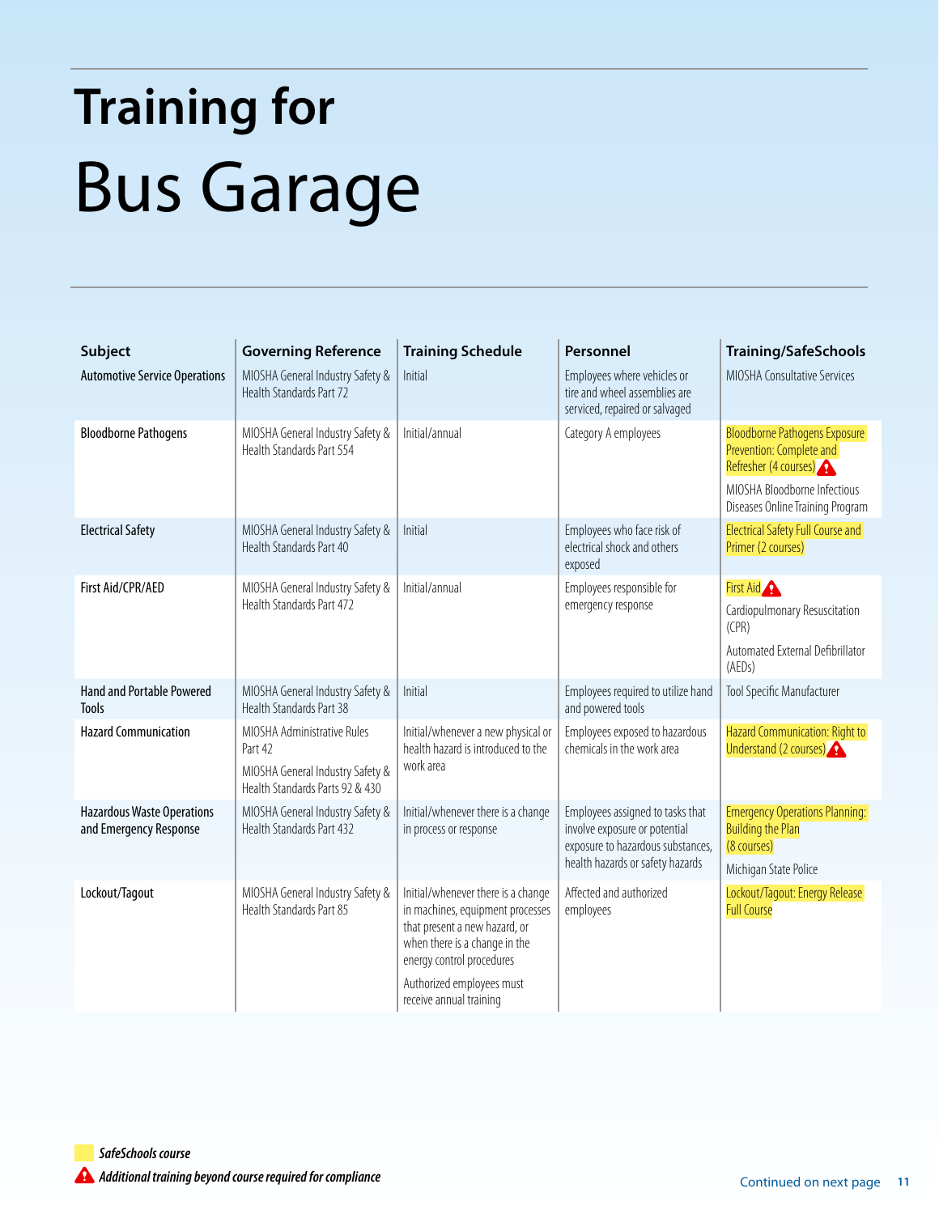# Training for Bus Garage

| Subject | Governing Reference | Training Schedule | Personnel | Training/SafeSchools |
|---|---|---|---|---|
| Automotive Service Operations | MIOSHA General Industry Safety & Health Standards Part 72 | Initial | Employees where vehicles or tire and wheel assemblies are serviced, repaired or salvaged | MIOSHA Consultative Services |
| Bloodborne Pathogens | MIOSHA General Industry Safety & Health Standards Part 554 | Initial/annual | Category A employees | Bloodborne Pathogens Exposure Prevention: Complete and Refresher (4 courses) ⚠<br>MIOSHA Bloodborne Infectious Diseases Online Training Program |
| Electrical Safety | MIOSHA General Industry Safety & Health Standards Part 40 | Initial | Employees who face risk of electrical shock and others exposed | Electrical Safety Full Course and Primer (2 courses) |
| First Aid/CPR/AED | MIOSHA General Industry Safety & Health Standards Part 472 | Initial/annual | Employees responsible for emergency response | First Aid ⚠<br>Cardiopulmonary Resuscitation (CPR)<br>Automated External Defibrillator (AEDs) |
| Hand and Portable Powered Tools | MIOSHA General Industry Safety & Health Standards Part 38 | Initial | Employees required to utilize hand and powered tools | Tool Specific Manufacturer |
| Hazard Communication | MIOSHA Administrative Rules Part 42<br>MIOSHA General Industry Safety & Health Standards Parts 92 & 430 | Initial/whenever a new physical or health hazard is introduced to the work area | Employees exposed to hazardous chemicals in the work area | Hazard Communication: Right to Understand (2 courses) ⚠ |
| Hazardous Waste Operations and Emergency Response | MIOSHA General Industry Safety & Health Standards Part 432 | Initial/whenever there is a change in process or response | Employees assigned to tasks that involve exposure or potential exposure to hazardous substances, health hazards or safety hazards | Emergency Operations Planning: Building the Plan (8 courses)<br>Michigan State Police |
| Lockout/Tagout | MIOSHA General Industry Safety & Health Standards Part 85 | Initial/whenever there is a change in machines, equipment processes that present a new hazard, or when there is a change in the energy control procedures<br>Authorized employees must receive annual training | Affected and authorized employees | Lockout/Tagout: Energy Release Full Course |

*SafeSchools course* (highlighted)

⚠ *Additional training beyond course required for compliance*

Continued on next page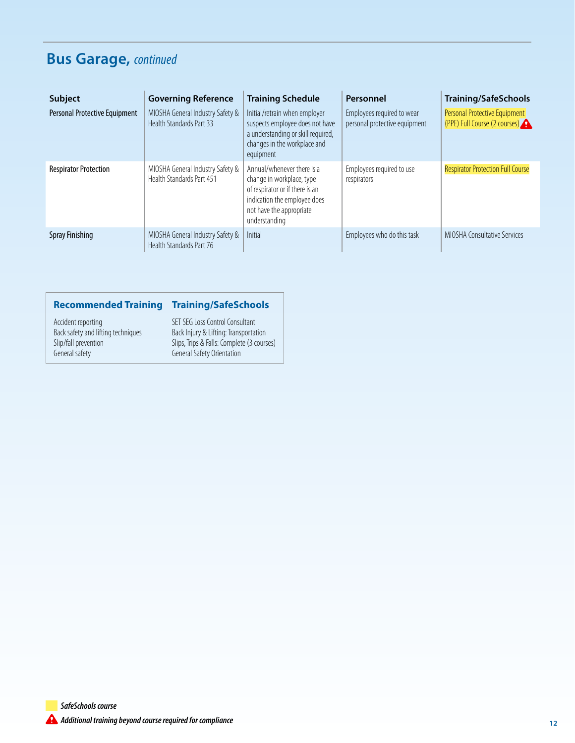## Bus Garage, *continued*

| Subject | Governing Reference | Training Schedule | Personnel | Training/SafeSchools |
|---|---|---|---|---|
| Personal Protective Equipment | MIOSHA General Industry Safety & Health Standards Part 33 | Initial/retrain when employer suspects employee does not have a understanding or skill required, changes in the workplace and equipment | Employees required to wear personal protective equipment | Personal Protective Equipment (PPE) Full Course (2 courses) ⚠ |
| Respirator Protection | MIOSHA General Industry Safety & Health Standards Part 451 | Annual/whenever there is a change in workplace, type of respirator or if there is an indication the employee does not have the appropriate understanding | Employees required to use respirators | Respirator Protection Full Course |
| Spray Finishing | MIOSHA General Industry Safety & Health Standards Part 76 | Initial | Employees who do this task | MIOSHA Consultative Services |

| Recommended Training | Training/SafeSchools |
|---|---|
| Accident reporting | SET SEG Loss Control Consultant |
| Back safety and lifting techniques | Back Injury & Lifting: Transportation |
| Slip/fall prevention | Slips, Trips & Falls: Complete (3 courses) |
| General safety | General Safety Orientation |

*SafeSchools course*

⚠ *Additional training beyond course required for compliance*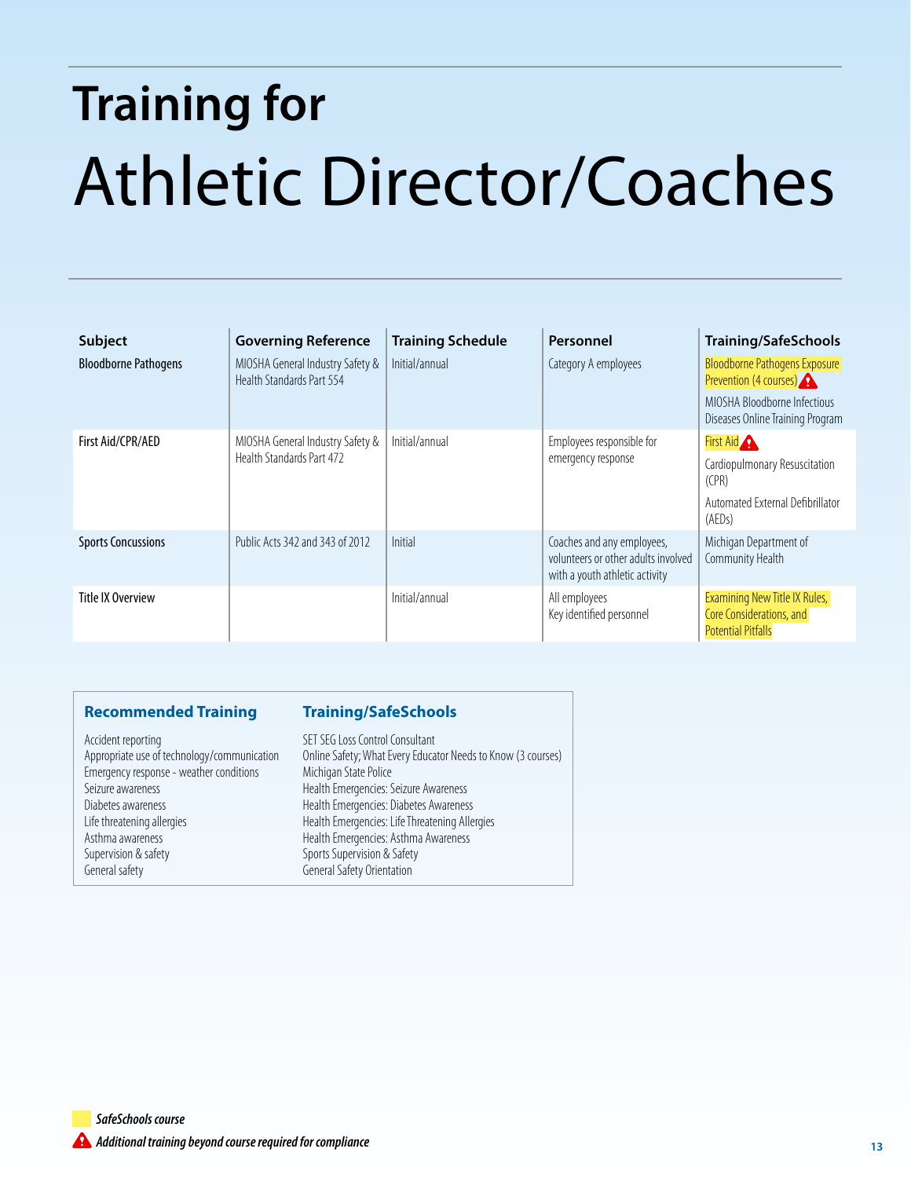# Training for Athletic Director/Coaches

| Subject | Governing Reference | Training Schedule | Personnel | Training/SafeSchools |
|---|---|---|---|---|
| Bloodborne Pathogens | MIOSHA General Industry Safety & Health Standards Part 554 | Initial/annual | Category A employees | Bloodborne Pathogens Exposure Prevention (4 courses) ⚠<br>MIOSHA Bloodborne Infectious Diseases Online Training Program |
| First Aid/CPR/AED | MIOSHA General Industry Safety & Health Standards Part 472 | Initial/annual | Employees responsible for emergency response | First Aid ⚠<br>Cardiopulmonary Resuscitation (CPR)<br>Automated External Defibrillator (AEDs) |
| Sports Concussions | Public Acts 342 and 343 of 2012 | Initial | Coaches and any employees, volunteers or other adults involved with a youth athletic activity | Michigan Department of Community Health |
| Title IX Overview | | Initial/annual | All employees<br>Key identified personnel | Examining New Title IX Rules, Core Considerations, and Potential Pitfalls |

| Recommended Training | Training/SafeSchools |
|---|---|
| Accident reporting | SET SEG Loss Control Consultant |
| Appropriate use of technology/communication | Online Safety; What Every Educator Needs to Know (3 courses) |
| Emergency response - weather conditions | Michigan State Police |
| Seizure awareness | Health Emergencies: Seizure Awareness |
| Diabetes awareness | Health Emergencies: Diabetes Awareness |
| Life threatening allergies | Health Emergencies: Life Threatening Allergies |
| Asthma awareness | Health Emergencies: Asthma Awareness |
| Supervision & safety | Sports Supervision & Safety |
| General safety | General Safety Orientation |

*SafeSchools course* (highlighted)

⚠ *Additional training beyond course required for compliance*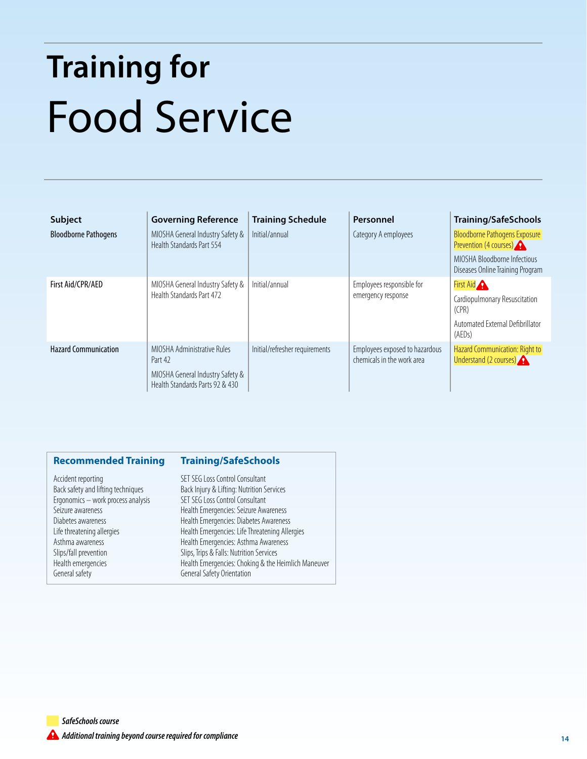# Training for Food Service

| Subject | Governing Reference | Training Schedule | Personnel | Training/SafeSchools |
|---|---|---|---|---|
| Bloodborne Pathogens | MIOSHA General Industry Safety & Health Standards Part 554 | Initial/annual | Category A employees | Bloodborne Pathogens Exposure Prevention (4 courses) ⚠<br>MIOSHA Bloodborne Infectious Diseases Online Training Program |
| First Aid/CPR/AED | MIOSHA General Industry Safety & Health Standards Part 472 | Initial/annual | Employees responsible for emergency response | First Aid ⚠<br>Cardiopulmonary Resuscitation (CPR)<br>Automated External Defibrillator (AEDs) |
| Hazard Communication | MIOSHA Administrative Rules Part 42<br>MIOSHA General Industry Safety & Health Standards Parts 92 & 430 | Initial/refresher requirements | Employees exposed to hazardous chemicals in the work area | Hazard Communication: Right to Understand (2 courses) ⚠ |

| Recommended Training | Training/SafeSchools |
|---|---|
| Accident reporting | SET SEG Loss Control Consultant |
| Back safety and lifting techniques | Back Injury & Lifting: Nutrition Services |
| Ergonomics – work process analysis | SET SEG Loss Control Consultant |
| Seizure awareness | Health Emergencies: Seizure Awareness |
| Diabetes awareness | Health Emergencies: Diabetes Awareness |
| Life threatening allergies | Health Emergencies: Life Threatening Allergies |
| Asthma awareness | Health Emergencies: Asthma Awareness |
| Slips/fall prevention | Slips, Trips & Falls: Nutrition Services |
| Health emergencies | Health Emergencies: Choking & the Heimlich Maneuver |
| General safety | General Safety Orientation |

*SafeSchools course* (highlighted)

⚠ *Additional training beyond course required for compliance*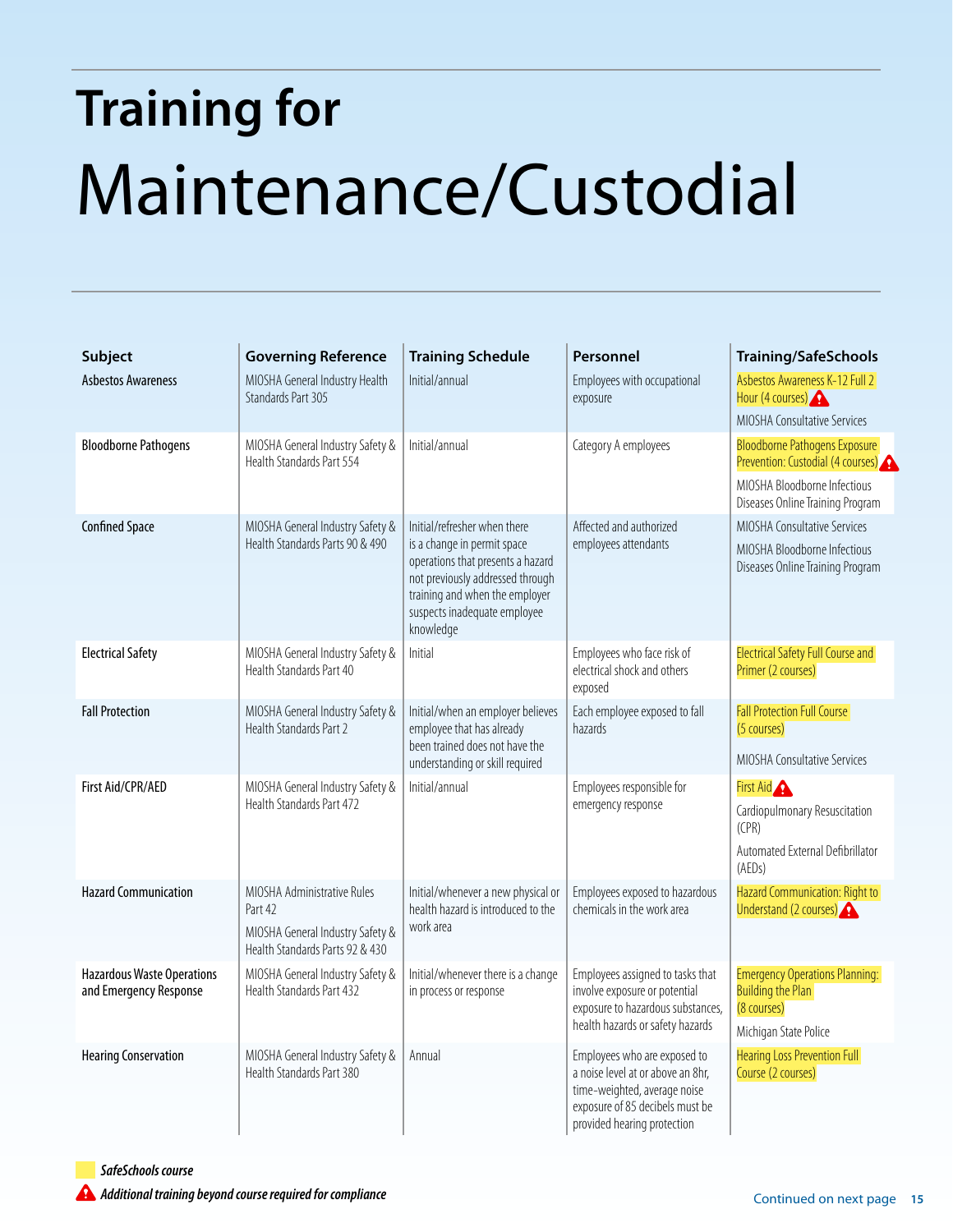# Training for Maintenance/Custodial

| Subject | Governing Reference | Training Schedule | Personnel | Training/SafeSchools |
|---|---|---|---|---|
| Asbestos Awareness | MIOSHA General Industry Health Standards Part 305 | Initial/annual | Employees with occupational exposure | Asbestos Awareness K-12 Full 2 Hour (4 courses) ⚠<br>MIOSHA Consultative Services |
| Bloodborne Pathogens | MIOSHA General Industry Safety & Health Standards Part 554 | Initial/annual | Category A employees | Bloodborne Pathogens Exposure Prevention: Custodial (4 courses) ⚠<br>MIOSHA Bloodborne Infectious Diseases Online Training Program |
| Confined Space | MIOSHA General Industry Safety & Health Standards Parts 90 & 490 | Initial/refresher when there is a change in permit space operations that presents a hazard not previously addressed through training and when the employer suspects inadequate employee knowledge | Affected and authorized employees attendants | MIOSHA Consultative Services<br>MIOSHA Bloodborne Infectious Diseases Online Training Program |
| Electrical Safety | MIOSHA General Industry Safety & Health Standards Part 40 | Initial | Employees who face risk of electrical shock and others exposed | Electrical Safety Full Course and Primer (2 courses) |
| Fall Protection | MIOSHA General Industry Safety & Health Standards Part 2 | Initial/when an employer believes employee that has already been trained does not have the understanding or skill required | Each employee exposed to fall hazards | Fall Protection Full Course (5 courses)<br>MIOSHA Consultative Services |
| First Aid/CPR/AED | MIOSHA General Industry Safety & Health Standards Part 472 | Initial/annual | Employees responsible for emergency response | First Aid ⚠<br>Cardiopulmonary Resuscitation (CPR)<br>Automated External Defibrillator (AEDs) |
| Hazard Communication | MIOSHA Administrative Rules Part 42<br>MIOSHA General Industry Safety & Health Standards Parts 92 & 430 | Initial/whenever a new physical or health hazard is introduced to the work area | Employees exposed to hazardous chemicals in the work area | Hazard Communication: Right to Understand (2 courses) ⚠ |
| Hazardous Waste Operations and Emergency Response | MIOSHA General Industry Safety & Health Standards Part 432 | Initial/whenever there is a change in process or response | Employees assigned to tasks that involve exposure or potential exposure to hazardous substances, health hazards or safety hazards | Emergency Operations Planning: Building the Plan (8 courses)<br>Michigan State Police |
| Hearing Conservation | MIOSHA General Industry Safety & Health Standards Part 380 | Annual | Employees who are exposed to a noise level at or above an 8hr, time-weighted, average noise exposure of 85 decibels must be provided hearing protection | Hearing Loss Prevention Full Course (2 courses) |

*SafeSchools course* (highlighted)

⚠ *Additional training beyond course required for compliance*

Continued on next page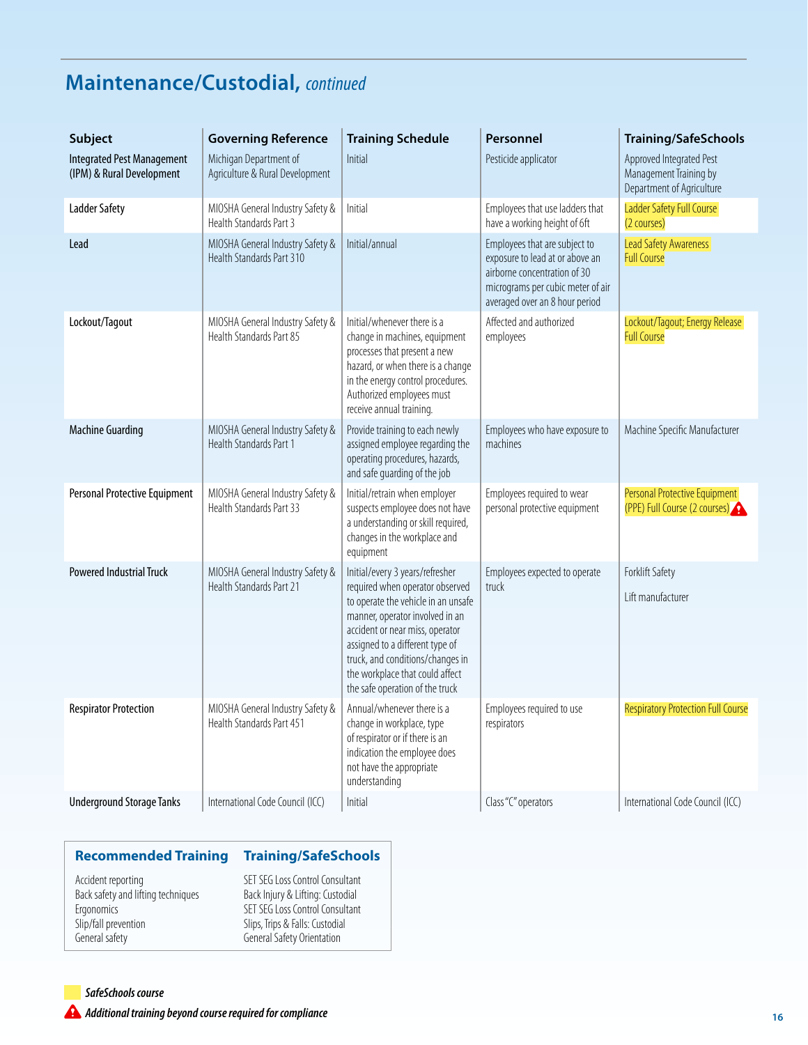## Maintenance/Custodial, *continued*

| Subject | Governing Reference | Training Schedule | Personnel | Training/SafeSchools |
|---|---|---|---|---|
| **Integrated Pest Management (IPM) & Rural Development** | Michigan Department of Agriculture & Rural Development | Initial | Pesticide applicator | Approved Integrated Pest Management Training by Department of Agriculture |
| **Ladder Safety** | MIOSHA General Industry Safety & Health Standards Part 3 | Initial | Employees that use ladders that have a working height of 6ft | Ladder Safety Full Course (2 courses) |
| **Lead** | MIOSHA General Industry Safety & Health Standards Part 310 | Initial/annual | Employees that are subject to exposure to lead at or above an airborne concentration of 30 micrograms per cubic meter of air averaged over an 8 hour period | Lead Safety Awareness Full Course |
| **Lockout/Tagout** | MIOSHA General Industry Safety & Health Standards Part 85 | Initial/whenever there is a change in machines, equipment processes that present a new hazard, or when there is a change in the energy control procedures. Authorized employees must receive annual training. | Affected and authorized employees | Lockout/Tagout; Energy Release Full Course |
| **Machine Guarding** | MIOSHA General Industry Safety & Health Standards Part 1 | Provide training to each newly assigned employee regarding the operating procedures, hazards, and safe guarding of the job | Employees who have exposure to machines | Machine Specific Manufacturer |
| **Personal Protective Equipment** | MIOSHA General Industry Safety & Health Standards Part 33 | Initial/retrain when employer suspects employee does not have a understanding or skill required, changes in the workplace and equipment | Employees required to wear personal protective equipment | Personal Protective Equipment (PPE) Full Course (2 courses) ⚠ |
| **Powered Industrial Truck** | MIOSHA General Industry Safety & Health Standards Part 21 | Initial/every 3 years/refresher required when operator observed to operate the vehicle in an unsafe manner, operator involved in an accident or near miss, operator assigned to a different type of truck, and conditions/changes in the workplace that could affect the safe operation of the truck | Employees expected to operate truck | Forklift Safety<br><br>Lift manufacturer |
| **Respirator Protection** | MIOSHA General Industry Safety & Health Standards Part 451 | Annual/whenever there is a change in workplace, type of respirator or if there is an indication the employee does not have the appropriate understanding | Employees required to use respirators | Respiratory Protection Full Course |
| **Underground Storage Tanks** | International Code Council (ICC) | Initial | Class "C" operators | International Code Council (ICC) |

| Recommended Training | Training/SafeSchools |
|---|---|
| Accident reporting | SET SEG Loss Control Consultant |
| Back safety and lifting techniques | Back Injury & Lifting: Custodial |
| Ergonomics | SET SEG Loss Control Consultant |
| Slip/fall prevention | Slips, Trips & Falls: Custodial |
| General safety | General Safety Orientation |

*SafeSchools course* (highlighted)

⚠ *Additional training beyond course required for compliance*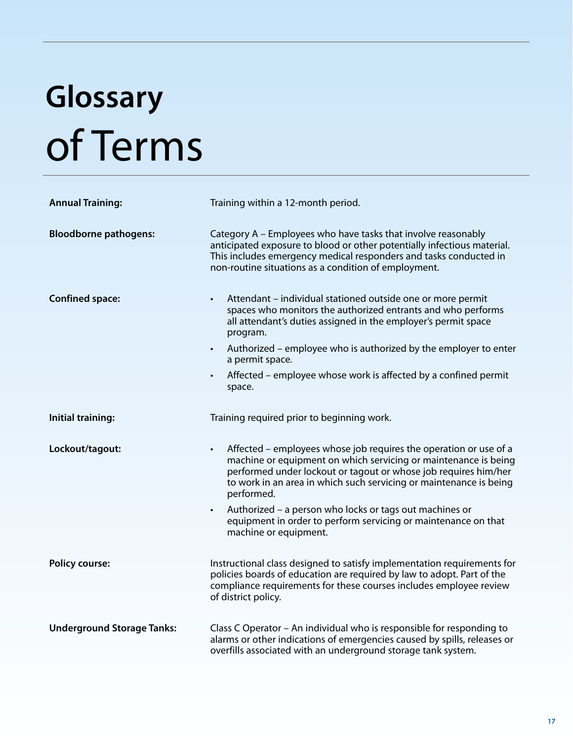# Glossary of Terms

**Annual Training:** Training within a 12-month period.

**Bloodborne pathogens:** Category A – Employees who have tasks that involve reasonably anticipated exposure to blood or other potentially infectious material. This includes emergency medical responders and tasks conducted in non-routine situations as a condition of employment.

**Confined space:**

- Attendant – individual stationed outside one or more permit spaces who monitors the authorized entrants and who performs all attendant's duties assigned in the employer's permit space program.
- Authorized – employee who is authorized by the employer to enter a permit space.
- Affected – employee whose work is affected by a confined permit space.

**Initial training:** Training required prior to beginning work.

**Lockout/tagout:**

- Affected – employees whose job requires the operation or use of a machine or equipment on which servicing or maintenance is being performed under lockout or tagout or whose job requires him/her to work in an area in which such servicing or maintenance is being performed.
- Authorized – a person who locks or tags out machines or equipment in order to perform servicing or maintenance on that machine or equipment.

**Policy course:** Instructional class designed to satisfy implementation requirements for policies boards of education are required by law to adopt. Part of the compliance requirements for these courses includes employee review of district policy.

**Underground Storage Tanks:** Class C Operator – An individual who is responsible for responding to alarms or other indications of emergencies caused by spills, releases or overfills associated with an underground storage tank system.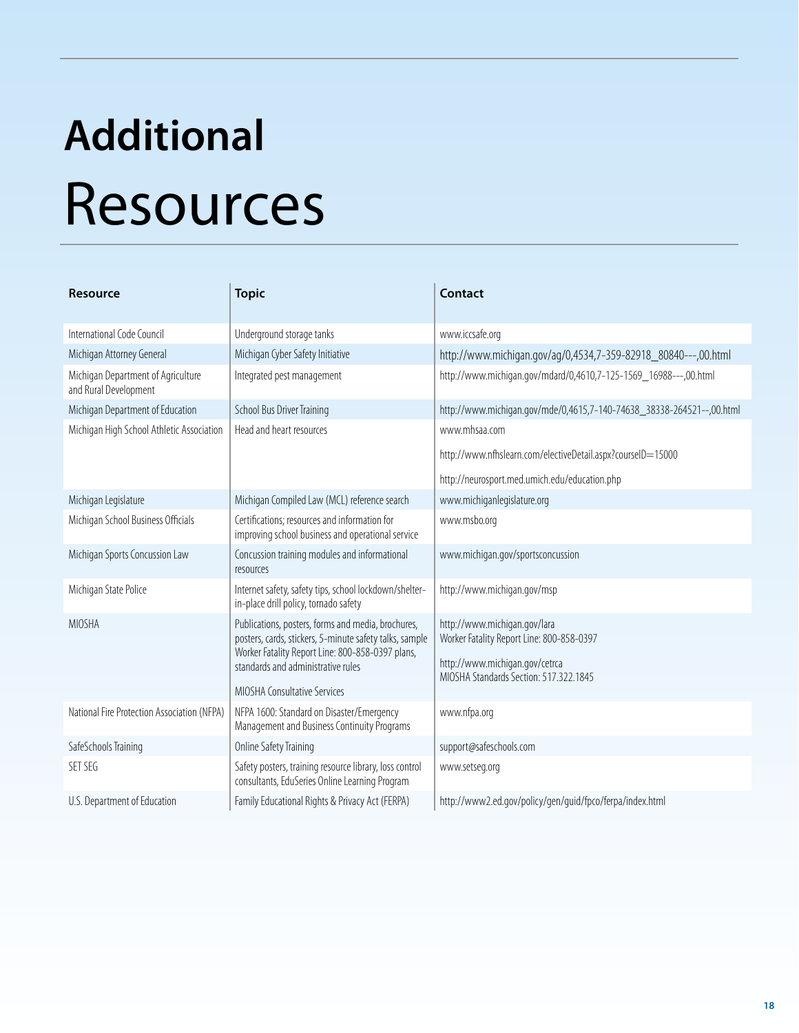# Additional Resources

| Resource | Topic | Contact |
|---|---|---|
| International Code Council | Underground storage tanks | www.iccsafe.org |
| Michigan Attorney General | Michigan Cyber Safety Initiative | http://www.michigan.gov/ag/0,4534,7-359-82918_80840---,00.html |
| Michigan Department of Agriculture and Rural Development | Integrated pest management | http://www.michigan.gov/mdard/0,4610,7-125-1569_16988---,00.html |
| Michigan Department of Education | School Bus Driver Training | http://www.michigan.gov/mde/0,4615,7-140-74638_38338-264521--,00.html |
| Michigan High School Athletic Association | Head and heart resources | www.mhsaa.com<br>http://www.nfhslearn.com/electiveDetail.aspx?courseID=15000<br>http://neurosport.med.umich.edu/education.php |
| Michigan Legislature | Michigan Compiled Law (MCL) reference search | www.michiganlegislature.org |
| Michigan School Business Officials | Certifications; resources and information for improving school business and operational service | www.msbo.org |
| Michigan Sports Concussion Law | Concussion training modules and informational resources | www.michigan.gov/sportsconcussion |
| Michigan State Police | Internet safety, safety tips, school lockdown/shelter-in-place drill policy, tornado safety | http://www.michigan.gov/msp |
| MIOSHA | Publications, posters, forms and media, brochures, posters, cards, stickers, 5-minute safety talks, sample Worker Fatality Report Line: 800-858-0397 plans, standards and administrative rules<br>MIOSHA Consultative Services | http://www.michigan.gov/lara<br>Worker Fatality Report Line: 800-858-0397<br>http://www.michigan.gov/cetrca<br>MIOSHA Standards Section: 517.322.1845 |
| National Fire Protection Association (NFPA) | NFPA 1600: Standard on Disaster/Emergency Management and Business Continuity Programs | www.nfpa.org |
| SafeSchools Training | Online Safety Training | support@safeschools.com |
| SET SEG | Safety posters, training resource library, loss control consultants, EduSeries Online Learning Program | www.setseg.org |
| U.S. Department of Education | Family Educational Rights & Privacy Act (FERPA) | http://www2.ed.gov/policy/gen/guid/fpco/ferpa/index.html |